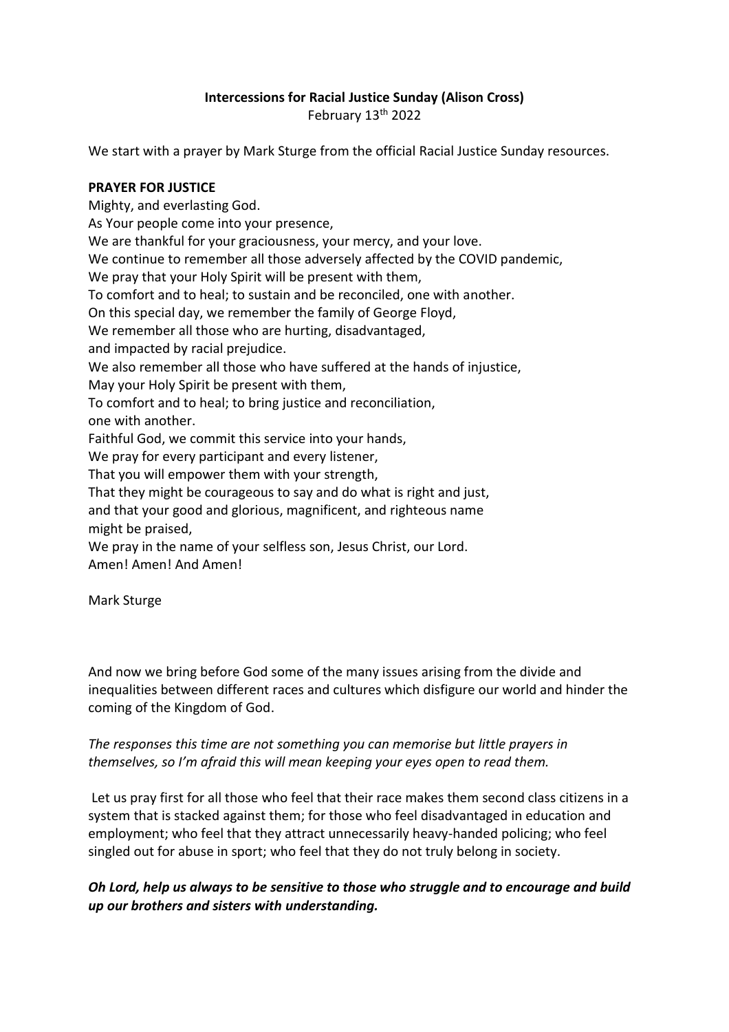**Intercessions for Racial Justice Sunday (Alison Cross)**

February 13th 2022

We start with a prayer by Mark Sturge from the official Racial Justice Sunday resources.

**PRAYER FOR JUSTICE**

Mighty, and everlasting God.
As Your people come into your presence,
We are thankful for your graciousness, your mercy, and your love.
We continue to remember all those adversely affected by the COVID pandemic,
We pray that your Holy Spirit will be present with them,
To comfort and to heal; to sustain and be reconciled, one with another.
On this special day, we remember the family of George Floyd,
We remember all those who are hurting, disadvantaged,
and impacted by racial prejudice.
We also remember all those who have suffered at the hands of injustice,
May your Holy Spirit be present with them,
To comfort and to heal; to bring justice and reconciliation,
one with another.
Faithful God, we commit this service into your hands,
We pray for every participant and every listener,
That you will empower them with your strength,
That they might be courageous to say and do what is right and just,
and that your good and glorious, magnificent, and righteous name
might be praised,
We pray in the name of your selfless son, Jesus Christ, our Lord.
Amen! Amen! And Amen!

Mark Sturge

And now we bring before God some of the many issues arising from the divide and inequalities between different races and cultures which disfigure our world and hinder the coming of the Kingdom of God.

*The responses this time are not something you can memorise but little prayers in themselves, so I'm afraid this will mean keeping your eyes open to read them.*

Let us pray first for all those who feel that their race makes them second class citizens in a system that is stacked against them; for those who feel disadvantaged in education and employment; who feel that they attract unnecessarily heavy-handed policing; who feel singled out for abuse in sport; who feel that they do not truly belong in society.

***Oh Lord, help us always to be sensitive to those who struggle and to encourage and build up our brothers and sisters with understanding.***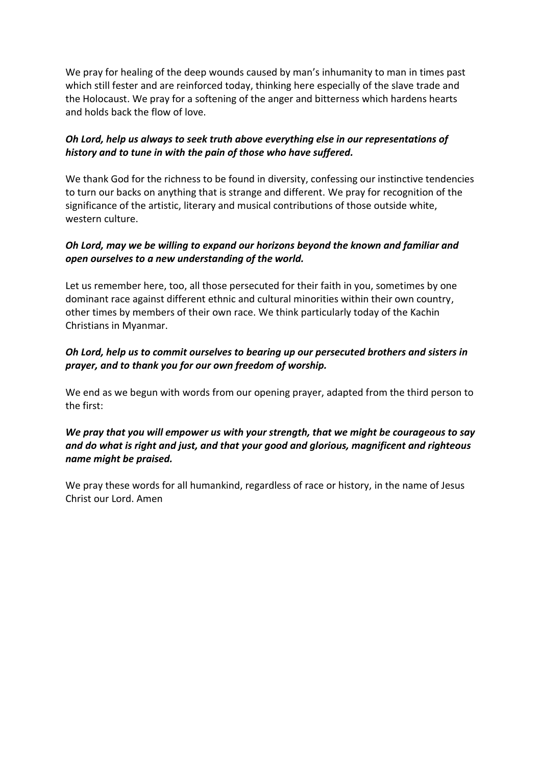We pray for healing of the deep wounds caused by man's inhumanity to man in times past which still fester and are reinforced today, thinking here especially of the slave trade and the Holocaust. We pray for a softening of the anger and bitterness which hardens hearts and holds back the flow of love.

***Oh Lord, help us always to seek truth above everything else in our representations of history and to tune in with the pain of those who have suffered.***

We thank God for the richness to be found in diversity, confessing our instinctive tendencies to turn our backs on anything that is strange and different. We pray for recognition of the significance of the artistic, literary and musical contributions of those outside white, western culture.

***Oh Lord, may we be willing to expand our horizons beyond the known and familiar and open ourselves to a new understanding of the world.***

Let us remember here, too, all those persecuted for their faith in you, sometimes by one dominant race against different ethnic and cultural minorities within their own country, other times by members of their own race. We think particularly today of the Kachin Christians in Myanmar.

***Oh Lord, help us to commit ourselves to bearing up our persecuted brothers and sisters in prayer, and to thank you for our own freedom of worship.***

We end as we begun with words from our opening prayer, adapted from the third person to the first:

***We pray that you will empower us with your strength, that we might be courageous to say and do what is right and just, and that your good and glorious, magnificent and righteous name might be praised.***

We pray these words for all humankind, regardless of race or history, in the name of Jesus Christ our Lord. Amen